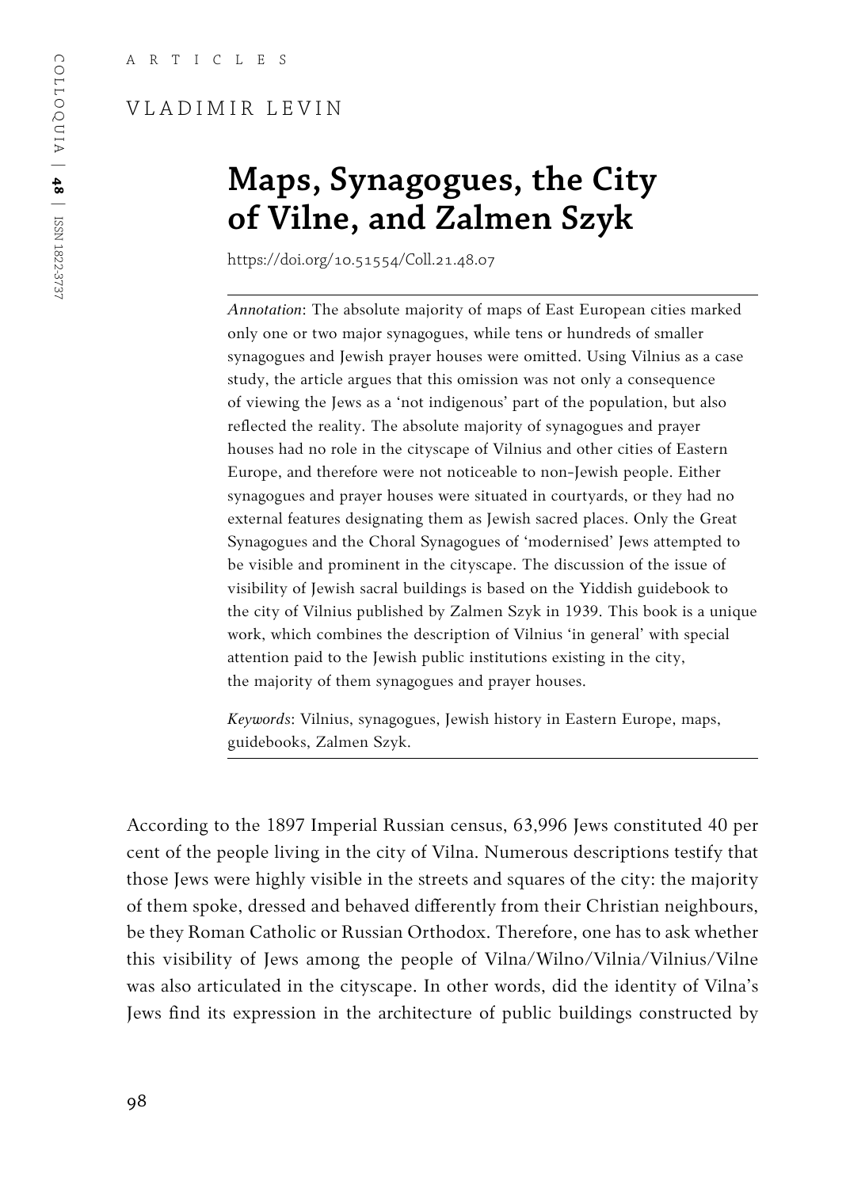A R T I C L E S

VLADIMIR LEVIN

# Maps, Synagogues, the City of Vilne, and Zalmen Szyk

https://doi.org/10.51554/Coll.21.48.07

*Annotation*: The absolute majority of maps of East European cities marked only one or two major synagogues, while tens or hundreds of smaller synagogues and Jewish prayer houses were omitted. Using Vilnius as a case study, the article argues that this omission was not only a consequence of viewing the Jews as a 'not indigenous' part of the population, but also reflected the reality. The absolute majority of synagogues and prayer houses had no role in the cityscape of Vilnius and other cities of Eastern Europe, and therefore were not noticeable to non-Jewish people. Either synagogues and prayer houses were situated in courtyards, or they had no external features designating them as Jewish sacred places. Only the Great Synagogues and the Choral Synagogues of 'modernised' Jews attempted to be visible and prominent in the cityscape. The discussion of the issue of visibility of Jewish sacral buildings is based on the Yiddish guidebook to the city of Vilnius published by Zalmen Szyk in 1939. This book is a unique work, which combines the description of Vilnius 'in general' with special attention paid to the Jewish public institutions existing in the city, the majority of them synagogues and prayer houses.

*Keywords*: Vilnius, synagogues, Jewish history in Eastern Europe, maps, guidebooks, Zalmen Szyk.

According to the 1897 Imperial Russian census, 63,996 Jews constituted 40 per cent of the people living in the city of Vilna. Numerous descriptions testify that those Jews were highly visible in the streets and squares of the city: the majority of them spoke, dressed and behaved differently from their Christian neighbours, be they Roman Catholic or Russian Orthodox. Therefore, one has to ask whether this visibility of Jews among the people of Vilna/Wilno/Vilnia/Vilnius/Vilne was also articulated in the cityscape. In other words, did the identity of Vilna's Jews find its expression in the architecture of public buildings constructed by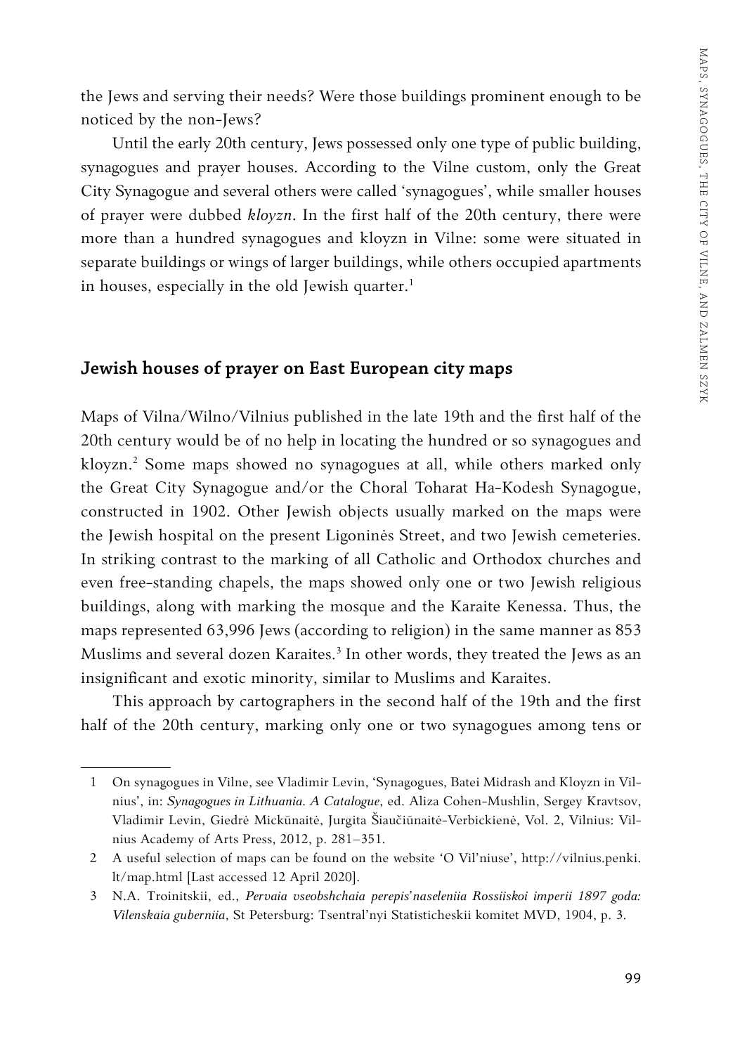the Jews and serving their needs? Were those buildings prominent enough to be noticed by the non-Jews?

Until the early 20th century, Jews possessed only one type of public building, synagogues and prayer houses. According to the Vilne custom, only the Great City Synagogue and several others were called 'synagogues', while smaller houses of prayer were dubbed *kloyzn*. In the first half of the 20th century, there were more than a hundred synagogues and kloyzn in Vilne: some were situated in separate buildings or wings of larger buildings, while others occupied apartments in houses, especially in the old Jewish quarter.[1]

## Jewish houses of prayer on East European city maps

Maps of Vilna/Wilno/Vilnius published in the late 19th and the first half of the 20th century would be of no help in locating the hundred or so synagogues and kloyzn.[2] Some maps showed no synagogues at all, while others marked only the Great City Synagogue and/or the Choral Toharat Ha-Kodesh Synagogue, constructed in 1902. Other Jewish objects usually marked on the maps were the Jewish hospital on the present Ligoninės Street, and two Jewish cemeteries. In striking contrast to the marking of all Catholic and Orthodox churches and even free-standing chapels, the maps showed only one or two Jewish religious buildings, along with marking the mosque and the Karaite Kenessa. Thus, the maps represented 63,996 Jews (according to religion) in the same manner as 853 Muslims and several dozen Karaites.[3] In other words, they treated the Jews as an insignificant and exotic minority, similar to Muslims and Karaites.

This approach by cartographers in the second half of the 19th and the first half of the 20th century, marking only one or two synagogues among tens or

---

1 On synagogues in Vilne, see Vladimir Levin, 'Synagogues, Batei Midrash and Kloyzn in Vilnius', in: *Synagogues in Lithuania. A Catalogue*, ed. Aliza Cohen-Mushlin, Sergey Kravtsov, Vladimir Levin, Giedrė Mickūnaitė, Jurgita Šiaučiūnaitė-Verbickienė, Vol. 2, Vilnius: Vilnius Academy of Arts Press, 2012, p. 281–351.

2 A useful selection of maps can be found on the website 'O Vil'niuse', http://vilnius.penki.lt/map.html [Last accessed 12 April 2020].

3 N.A. Troinitskii, ed., *Pervaia vseobshchaia perepis'naseleniia Rossiiskoi imperii 1897 goda: Vilenskaia guberniia*, St Petersburg: Tsentral'nyi Statisticheskii komitet MVD, 1904, p. 3.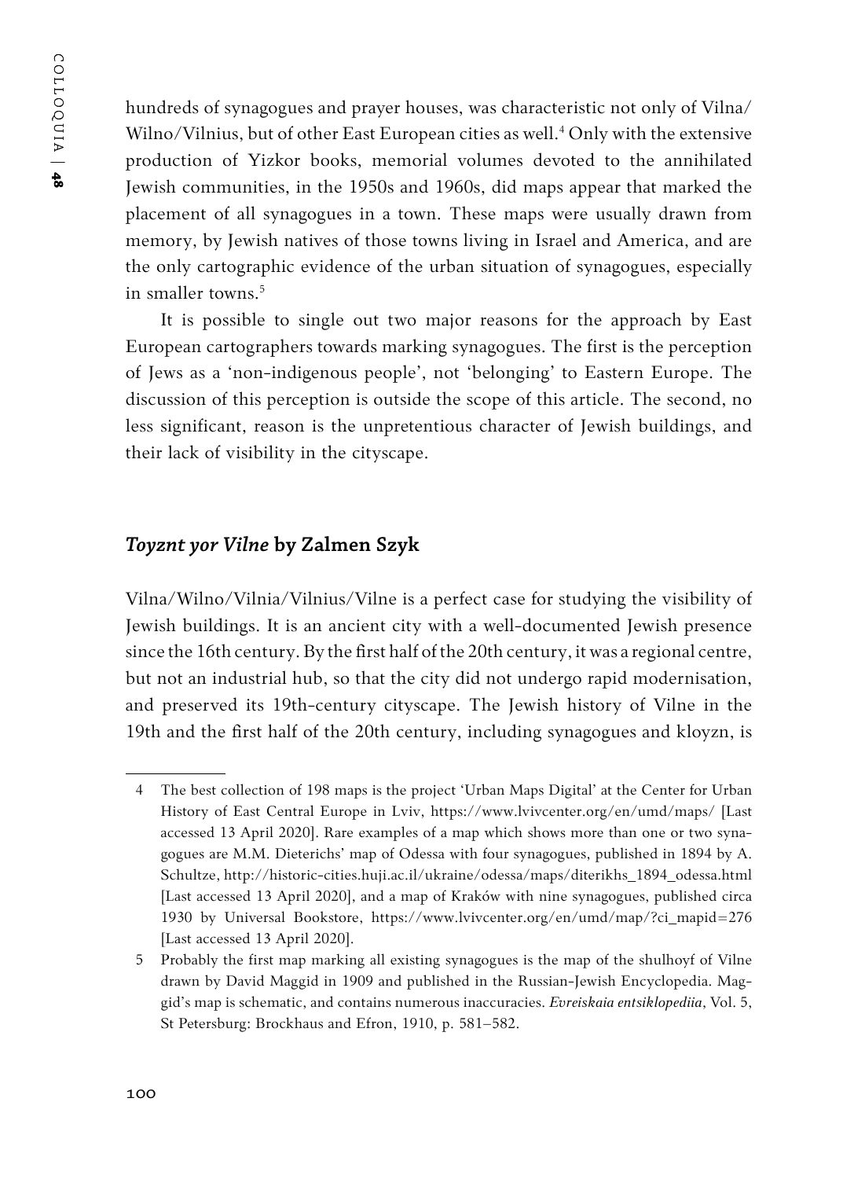hundreds of synagogues and prayer houses, was characteristic not only of Vilna/Wilno/Vilnius, but of other East European cities as well.[4] Only with the extensive production of Yizkor books, memorial volumes devoted to the annihilated Jewish communities, in the 1950s and 1960s, did maps appear that marked the placement of all synagogues in a town. These maps were usually drawn from memory, by Jewish natives of those towns living in Israel and America, and are the only cartographic evidence of the urban situation of synagogues, especially in smaller towns.[5]

It is possible to single out two major reasons for the approach by East European cartographers towards marking synagogues. The first is the perception of Jews as a 'non-indigenous people', not 'belonging' to Eastern Europe. The discussion of this perception is outside the scope of this article. The second, no less significant, reason is the unpretentious character of Jewish buildings, and their lack of visibility in the cityscape.

## *Toyznt yor Vilne* by Zalmen Szyk

Vilna/Wilno/Vilnia/Vilnius/Vilne is a perfect case for studying the visibility of Jewish buildings. It is an ancient city with a well-documented Jewish presence since the 16th century. By the first half of the 20th century, it was a regional centre, but not an industrial hub, so that the city did not undergo rapid modernisation, and preserved its 19th-century cityscape. The Jewish history of Vilne in the 19th and the first half of the 20th century, including synagogues and kloyzn, is

---

4 The best collection of 198 maps is the project 'Urban Maps Digital' at the Center for Urban History of East Central Europe in Lviv, https://www.lvivcenter.org/en/umd/maps/ [Last accessed 13 April 2020]. Rare examples of a map which shows more than one or two synagogues are M.M. Dieterichs' map of Odessa with four synagogues, published in 1894 by A. Schultze, http://historic-cities.huji.ac.il/ukraine/odessa/maps/diterikhs_1894_odessa.html [Last accessed 13 April 2020], and a map of Kraków with nine synagogues, published circa 1930 by Universal Bookstore, https://www.lvivcenter.org/en/umd/map/?ci_mapid=276 [Last accessed 13 April 2020].

5 Probably the first map marking all existing synagogues is the map of the shulhoyf of Vilne drawn by David Maggid in 1909 and published in the Russian-Jewish Encyclopedia. Maggid's map is schematic, and contains numerous inaccuracies. *Evreiskaia entsiklopediia*, Vol. 5, St Petersburg: Brockhaus and Efron, 1910, p. 581–582.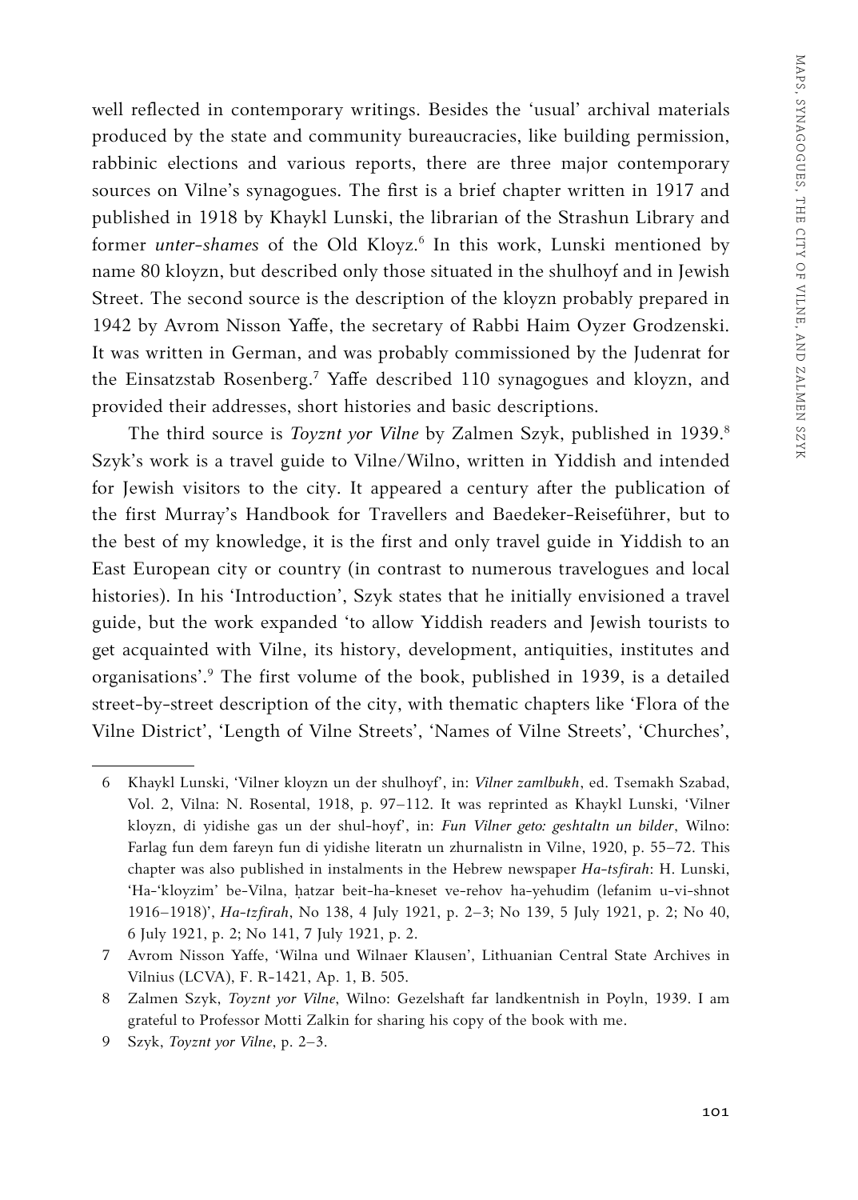well reflected in contemporary writings. Besides the 'usual' archival materials produced by the state and community bureaucracies, like building permission, rabbinic elections and various reports, there are three major contemporary sources on Vilne's synagogues. The first is a brief chapter written in 1917 and published in 1918 by Khaykl Lunski, the librarian of the Strashun Library and former ***unter-shames*** of the Old Kloyz.[6] In this work, Lunski mentioned by name 80 kloyzn, but described only those situated in the shulhoyf and in Jewish Street. The second source is the description of the kloyzn probably prepared in 1942 by Avrom Nisson Yaffe, the secretary of Rabbi Haim Oyzer Grodzenski. It was written in German, and was probably commissioned by the Judenrat for the Einsatzstab Rosenberg.[7] Yaffe described 110 synagogues and kloyzn, and provided their addresses, short histories and basic descriptions.

The third source is *Toyznt yor Vilne* by Zalmen Szyk, published in 1939.[8] Szyk's work is a travel guide to Vilne/Wilno, written in Yiddish and intended for Jewish visitors to the city. It appeared a century after the publication of the first Murray's Handbook for Travellers and Baedeker-Reiseführer, but to the best of my knowledge, it is the first and only travel guide in Yiddish to an East European city or country (in contrast to numerous travelogues and local histories). In his 'Introduction', Szyk states that he initially envisioned a travel guide, but the work expanded 'to allow Yiddish readers and Jewish tourists to get acquainted with Vilne, its history, development, antiquities, institutes and organisations'.[9] The first volume of the book, published in 1939, is a detailed street-by-street description of the city, with thematic chapters like 'Flora of the Vilne District', 'Length of Vilne Streets', 'Names of Vilne Streets', 'Churches',

---

6 Khaykl Lunski, 'Vilner kloyzn un der shulhoyf', in: *Vilner zamlbukh*, ed. Tsemakh Szabad, Vol. 2, Vilna: N. Rosental, 1918, p. 97–112. It was reprinted as Khaykl Lunski, 'Vilner kloyzn, di yidishe gas un der shul-hoyf', in: *Fun Vilner geto: geshtaltn un bilder*, Wilno: Farlag fun dem fareyn fun di yidishe literatn un zhurnalistn in Vilne, 1920, p. 55–72. This chapter was also published in instalments in the Hebrew newspaper *Ha-tsfirah*: H. Lunski, 'Ha-'kloyzim' be-Vilna, ḥatzar beit-ha-kneset ve-rehov ha-yehudim (lefanim u-vi-shnot 1916–1918)', *Ha-tzfirah*, No 138, 4 July 1921, p. 2–3; No 139, 5 July 1921, p. 2; No 40, 6 July 1921, p. 2; No 141, 7 July 1921, p. 2.

7 Avrom Nisson Yaffe, 'Wilna und Wilnaer Klausen', Lithuanian Central State Archives in Vilnius (LCVA), F. R-1421, Ap. 1, B. 505.

8 Zalmen Szyk, *Toyznt yor Vilne*, Wilno: Gezelshaft far landkentnish in Poyln, 1939. I am grateful to Professor Motti Zalkin for sharing his copy of the book with me.

9 Szyk, *Toyznt yor Vilne*, p. 2–3.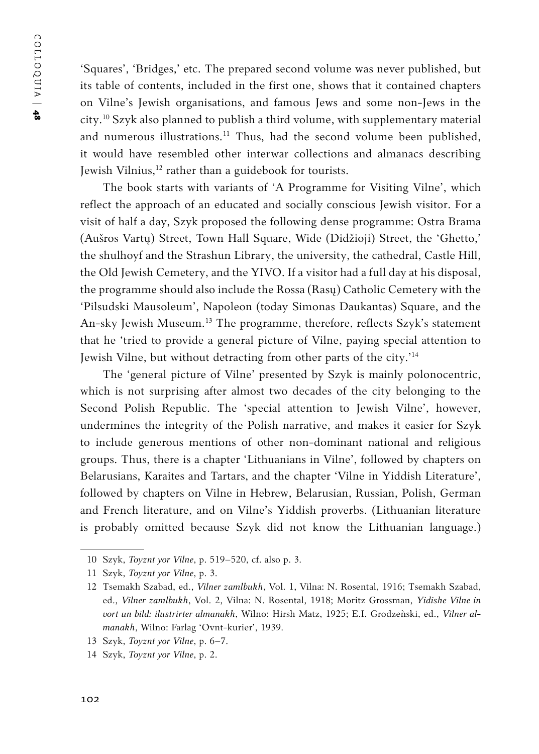'Squares', 'Bridges,' etc. The prepared second volume was never published, but its table of contents, included in the first one, shows that it contained chapters on Vilne's Jewish organisations, and famous Jews and some non-Jews in the city.[10] Szyk also planned to publish a third volume, with supplementary material and numerous illustrations.[11] Thus, had the second volume been published, it would have resembled other interwar collections and almanacs describing Jewish Vilnius,[12] rather than a guidebook for tourists.

The book starts with variants of 'A Programme for Visiting Vilne', which reflect the approach of an educated and socially conscious Jewish visitor. For a visit of half a day, Szyk proposed the following dense programme: Ostra Brama (Aušros Vartų) Street, Town Hall Square, Wide (Didžioji) Street, the 'Ghetto,' the shulhoyf and the Strashun Library, the university, the cathedral, Castle Hill, the Old Jewish Cemetery, and the YIVO. If a visitor had a full day at his disposal, the programme should also include the Rossa (Rasų) Catholic Cemetery with the 'Pilsudski Mausoleum', Napoleon (today Simonas Daukantas) Square, and the An-sky Jewish Museum.[13] The programme, therefore, reflects Szyk's statement that he 'tried to provide a general picture of Vilne, paying special attention to Jewish Vilne, but without detracting from other parts of the city.'[14]

The 'general picture of Vilne' presented by Szyk is mainly polonocentric, which is not surprising after almost two decades of the city belonging to the Second Polish Republic. The 'special attention to Jewish Vilne', however, undermines the integrity of the Polish narrative, and makes it easier for Szyk to include generous mentions of other non-dominant national and religious groups. Thus, there is a chapter 'Lithuanians in Vilne', followed by chapters on Belarusians, Karaites and Tartars, and the chapter 'Vilne in Yiddish Literature', followed by chapters on Vilne in Hebrew, Belarusian, Russian, Polish, German and French literature, and on Vilne's Yiddish proverbs. (Lithuanian literature is probably omitted because Szyk did not know the Lithuanian language.)

---

10 Szyk, *Toyznt yor Vilne*, p. 519–520, cf. also p. 3.

11 Szyk, *Toyznt yor Vilne*, p. 3.

12 Tsemakh Szabad, ed., *Vilner zamlbukh*, Vol. 1, Vilna: N. Rosental, 1916; Tsemakh Szabad, ed., *Vilner zamlbukh*, Vol. 2, Vilna: N. Rosental, 1918; Moritz Grossman, *Yidishe Vilne in vort un bild: ilustrirter almanakh*, Wilno: Hirsh Matz, 1925; E.I. Grodzeǹski, ed., *Vilner almanakh*, Wilno: Farlag 'Ovnt-kurier', 1939.

13 Szyk, *Toyznt yor Vilne*, p. 6–7.

14 Szyk, *Toyznt yor Vilne*, p. 2.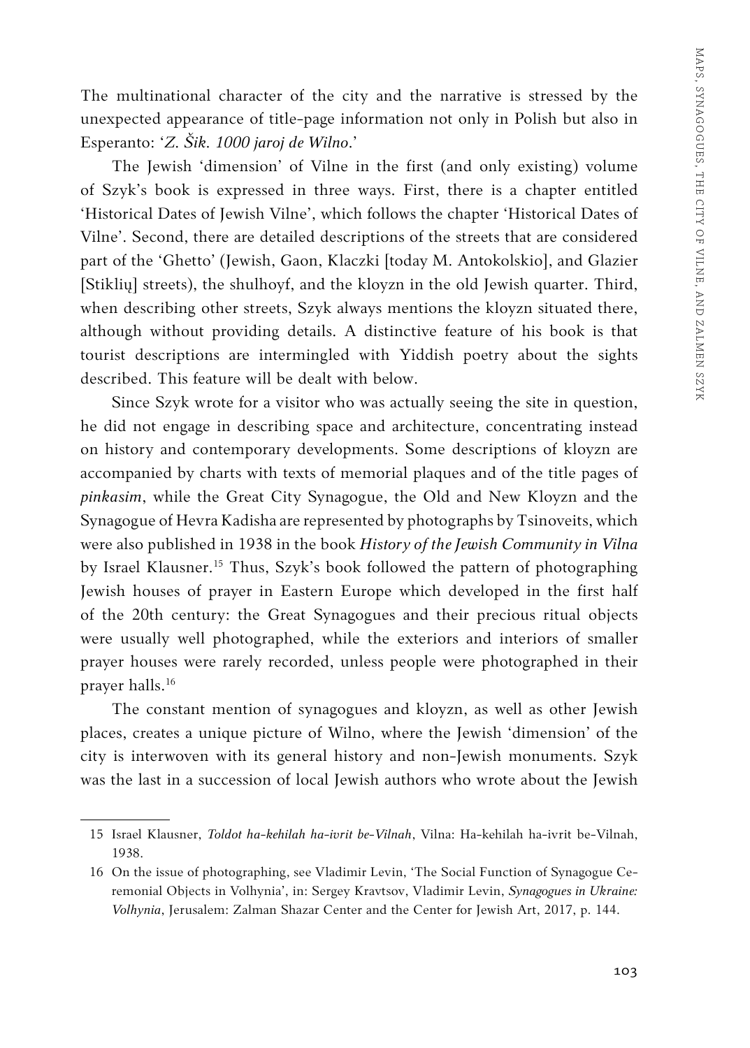The multinational character of the city and the narrative is stressed by the unexpected appearance of title-page information not only in Polish but also in Esperanto: '*Z. Šik. 1000 jaroj de Wilno*.'

The Jewish 'dimension' of Vilne in the first (and only existing) volume of Szyk's book is expressed in three ways. First, there is a chapter entitled 'Historical Dates of Jewish Vilne', which follows the chapter 'Historical Dates of Vilne'. Second, there are detailed descriptions of the streets that are considered part of the 'Ghetto' (Jewish, Gaon, Klaczki [today M. Antokolskio], and Glazier [Stiklių] streets), the shulhoyf, and the kloyzn in the old Jewish quarter. Third, when describing other streets, Szyk always mentions the kloyzn situated there, although without providing details. A distinctive feature of his book is that tourist descriptions are intermingled with Yiddish poetry about the sights described. This feature will be dealt with below.

Since Szyk wrote for a visitor who was actually seeing the site in question, he did not engage in describing space and architecture, concentrating instead on history and contemporary developments. Some descriptions of kloyzn are accompanied by charts with texts of memorial plaques and of the title pages of *pinkasim*, while the Great City Synagogue, the Old and New Kloyzn and the Synagogue of Hevra Kadisha are represented by photographs by Tsinoveits, which were also published in 1938 in the book *History of the Jewish Community in Vilna* by Israel Klausner.[15] Thus, Szyk's book followed the pattern of photographing Jewish houses of prayer in Eastern Europe which developed in the first half of the 20th century: the Great Synagogues and their precious ritual objects were usually well photographed, while the exteriors and interiors of smaller prayer houses were rarely recorded, unless people were photographed in their prayer halls.[16]

The constant mention of synagogues and kloyzn, as well as other Jewish places, creates a unique picture of Wilno, where the Jewish 'dimension' of the city is interwoven with its general history and non-Jewish monuments. Szyk was the last in a succession of local Jewish authors who wrote about the Jewish

---

15 Israel Klausner, *Toldot ha-kehilah ha-ivrit be-Vilnah*, Vilna: Ha-kehilah ha-ivrit be-Vilnah, 1938.

16 On the issue of photographing, see Vladimir Levin, 'The Social Function of Synagogue Ceremonial Objects in Volhynia', in: Sergey Kravtsov, Vladimir Levin, *Synagogues in Ukraine: Volhynia*, Jerusalem: Zalman Shazar Center and the Center for Jewish Art, 2017, p. 144.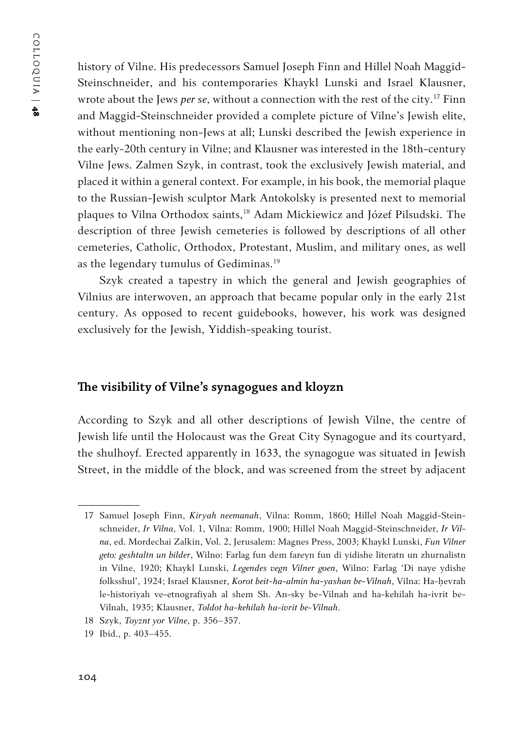history of Vilne. His predecessors Samuel Joseph Finn and Hillel Noah Maggid-Steinschneider, and his contemporaries Khaykl Lunski and Israel Klausner, wrote about the Jews *per se*, without a connection with the rest of the city.[17] Finn and Maggid-Steinschneider provided a complete picture of Vilne's Jewish elite, without mentioning non-Jews at all; Lunski described the Jewish experience in the early-20th century in Vilne; and Klausner was interested in the 18th-century Vilne Jews. Zalmen Szyk, in contrast, took the exclusively Jewish material, and placed it within a general context. For example, in his book, the memorial plaque to the Russian-Jewish sculptor Mark Antokolsky is presented next to memorial plaques to Vilna Orthodox saints,[18] Adam Mickiewicz and Józef Pilsudski. The description of three Jewish cemeteries is followed by descriptions of all other cemeteries, Catholic, Orthodox, Protestant, Muslim, and military ones, as well as the legendary tumulus of Gediminas.[19]

Szyk created a tapestry in which the general and Jewish geographies of Vilnius are interwoven, an approach that became popular only in the early 21st century. As opposed to recent guidebooks, however, his work was designed exclusively for the Jewish, Yiddish-speaking tourist.

## The visibility of Vilne's synagogues and kloyzn

According to Szyk and all other descriptions of Jewish Vilne, the centre of Jewish life until the Holocaust was the Great City Synagogue and its courtyard, the shulhoyf. Erected apparently in 1633, the synagogue was situated in Jewish Street, in the middle of the block, and was screened from the street by adjacent

---

17 Samuel Joseph Finn, *Kiryah neemanah*, Vilna: Romm, 1860; Hillel Noah Maggid-Steinschneider, *Ir Vilna*, Vol. 1, Vilna: Romm, 1900; Hillel Noah Maggid-Steinschneider, *Ir Vilna*, ed. Mordechai Zalkin, Vol. 2, Jerusalem: Magnes Press, 2003; Khaykl Lunski, *Fun Vilner geto: geshtaltn un bilder*, Wilno: Farlag fun dem fareyn fun di yidishe literatn un zhurnalistn in Vilne, 1920; Khaykl Lunski, *Legendes vegn Vilner goen*, Wilno: Farlag 'Di naye ydishe folksshul', 1924; Israel Klausner, *Korot beit-ha-almin ha-yashan be-Vilnah*, Vilna: Ha-ḥevrah le-historiyah ve-etnografiyah al shem Sh. An-sky be-Vilnah and ha-kehilah ha-ivrit be-Vilnah, 1935; Klausner, *Toldot ha-kehilah ha-ivrit be-Vilnah*.

18 Szyk, *Toyznt yor Vilne*, p. 356–357.

19 Ibid., p. 403–455.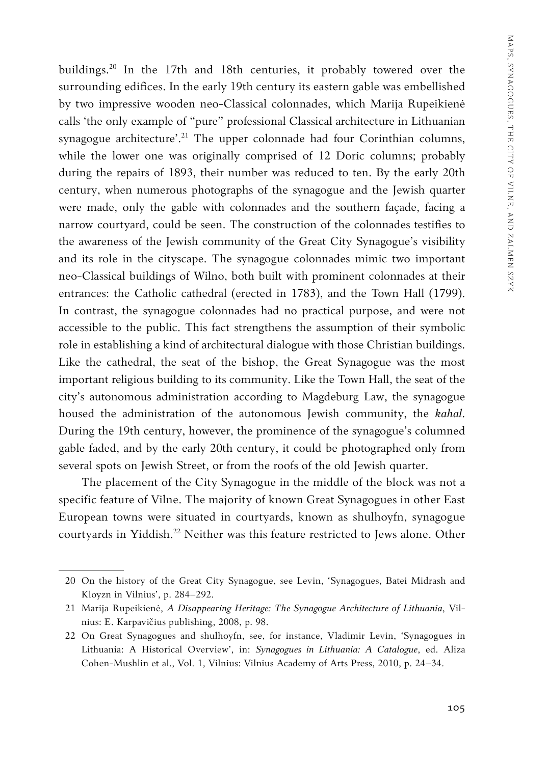buildings.[20] In the 17th and 18th centuries, it probably towered over the surrounding edifices. In the early 19th century its eastern gable was embellished by two impressive wooden neo-Classical colonnades, which Marija Rupeikienė calls 'the only example of "pure" professional Classical architecture in Lithuanian synagogue architecture'.[21] The upper colonnade had four Corinthian columns, while the lower one was originally comprised of 12 Doric columns; probably during the repairs of 1893, their number was reduced to ten. By the early 20th century, when numerous photographs of the synagogue and the Jewish quarter were made, only the gable with colonnades and the southern façade, facing a narrow courtyard, could be seen. The construction of the colonnades testifies to the awareness of the Jewish community of the Great City Synagogue's visibility and its role in the cityscape. The synagogue colonnades mimic two important neo-Classical buildings of Wilno, both built with prominent colonnades at their entrances: the Catholic cathedral (erected in 1783), and the Town Hall (1799). In contrast, the synagogue colonnades had no practical purpose, and were not accessible to the public. This fact strengthens the assumption of their symbolic role in establishing a kind of architectural dialogue with those Christian buildings. Like the cathedral, the seat of the bishop, the Great Synagogue was the most important religious building to its community. Like the Town Hall, the seat of the city's autonomous administration according to Magdeburg Law, the synagogue housed the administration of the autonomous Jewish community, the *kahal*. During the 19th century, however, the prominence of the synagogue's columned gable faded, and by the early 20th century, it could be photographed only from several spots on Jewish Street, or from the roofs of the old Jewish quarter.

The placement of the City Synagogue in the middle of the block was not a specific feature of Vilne. The majority of known Great Synagogues in other East European towns were situated in courtyards, known as shulhoyfn, synagogue courtyards in Yiddish.[22] Neither was this feature restricted to Jews alone. Other

---

20 On the history of the Great City Synagogue, see Levin, 'Synagogues, Batei Midrash and Kloyzn in Vilnius', p. 284–292.

21 Marija Rupeikienė, *A Disappearing Heritage: The Synagogue Architecture of Lithuania*, Vilnius: E. Karpavičius publishing, 2008, p. 98.

22 On Great Synagogues and shulhoyfn, see, for instance, Vladimir Levin, 'Synagogues in Lithuania: A Historical Overview', in: *Synagogues in Lithuania: A Catalogue*, ed. Aliza Cohen-Mushlin et al., Vol. 1, Vilnius: Vilnius Academy of Arts Press, 2010, p. 24–34.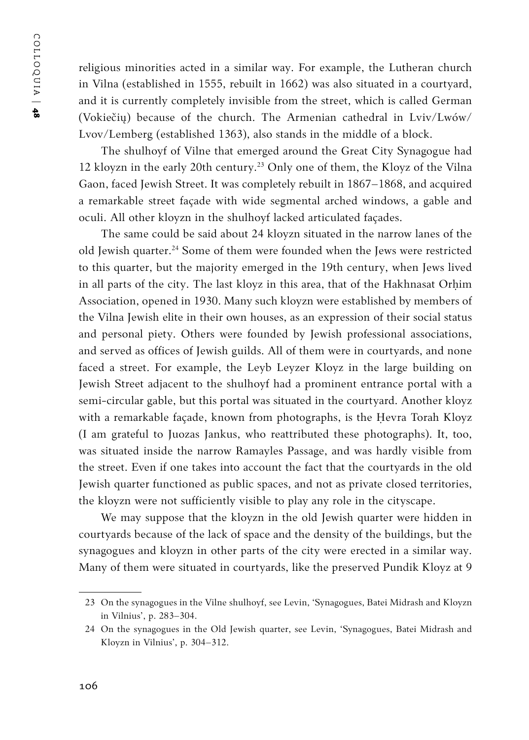religious minorities acted in a similar way. For example, the Lutheran church in Vilna (established in 1555, rebuilt in 1662) was also situated in a courtyard, and it is currently completely invisible from the street, which is called German (Vokiečių) because of the church. The Armenian cathedral in Lviv/Lwów/Lvov/Lemberg (established 1363), also stands in the middle of a block.

The shulhoyf of Vilne that emerged around the Great City Synagogue had 12 kloyzn in the early 20th century.[23] Only one of them, the Kloyz of the Vilna Gaon, faced Jewish Street. It was completely rebuilt in 1867–1868, and acquired a remarkable street façade with wide segmental arched windows, a gable and oculi. All other kloyzn in the shulhoyf lacked articulated façades.

The same could be said about 24 kloyzn situated in the narrow lanes of the old Jewish quarter.[24] Some of them were founded when the Jews were restricted to this quarter, but the majority emerged in the 19th century, when Jews lived in all parts of the city. The last kloyz in this area, that of the Hakhnasat Orḥim Association, opened in 1930. Many such kloyzn were established by members of the Vilna Jewish elite in their own houses, as an expression of their social status and personal piety. Others were founded by Jewish professional associations, and served as offices of Jewish guilds. All of them were in courtyards, and none faced a street. For example, the Leyb Leyzer Kloyz in the large building on Jewish Street adjacent to the shulhoyf had a prominent entrance portal with a semi-circular gable, but this portal was situated in the courtyard. Another kloyz with a remarkable façade, known from photographs, is the Ḥevra Torah Kloyz (I am grateful to Juozas Jankus, who reattributed these photographs). It, too, was situated inside the narrow Ramayles Passage, and was hardly visible from the street. Even if one takes into account the fact that the courtyards in the old Jewish quarter functioned as public spaces, and not as private closed territories, the kloyzn were not sufficiently visible to play any role in the cityscape.

We may suppose that the kloyzn in the old Jewish quarter were hidden in courtyards because of the lack of space and the density of the buildings, but the synagogues and kloyzn in other parts of the city were erected in a similar way. Many of them were situated in courtyards, like the preserved Pundik Kloyz at 9

---

23 On the synagogues in the Vilne shulhoyf, see Levin, 'Synagogues, Batei Midrash and Kloyzn in Vilnius', p. 283–304.

24 On the synagogues in the Old Jewish quarter, see Levin, 'Synagogues, Batei Midrash and Kloyzn in Vilnius', p. 304–312.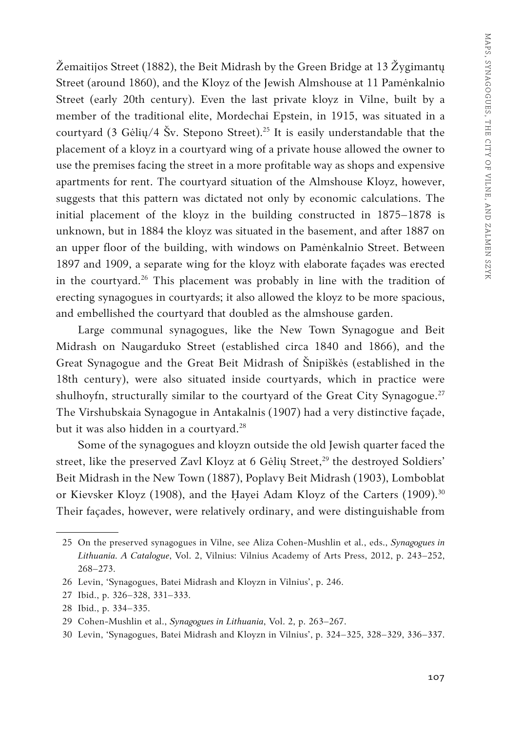Žemaitijos Street (1882), the Beit Midrash by the Green Bridge at 13 Žygimantų Street (around 1860), and the Kloyz of the Jewish Almshouse at 11 Pamėnkalnio Street (early 20th century). Even the last private kloyz in Vilne, built by a member of the traditional elite, Mordechai Epstein, in 1915, was situated in a courtyard (3 Gėlių/4 Šv. Stepono Street).[25] It is easily understandable that the placement of a kloyz in a courtyard wing of a private house allowed the owner to use the premises facing the street in a more profitable way as shops and expensive apartments for rent. The courtyard situation of the Almshouse Kloyz, however, suggests that this pattern was dictated not only by economic calculations. The initial placement of the kloyz in the building constructed in 1875–1878 is unknown, but in 1884 the kloyz was situated in the basement, and after 1887 on an upper floor of the building, with windows on Pamėnkalnio Street. Between 1897 and 1909, a separate wing for the kloyz with elaborate façades was erected in the courtyard.[26] This placement was probably in line with the tradition of erecting synagogues in courtyards; it also allowed the kloyz to be more spacious, and embellished the courtyard that doubled as the almshouse garden.

Large communal synagogues, like the New Town Synagogue and Beit Midrash on Naugarduko Street (established circa 1840 and 1866), and the Great Synagogue and the Great Beit Midrash of Šnipiškės (established in the 18th century), were also situated inside courtyards, which in practice were shulhoyfn, structurally similar to the courtyard of the Great City Synagogue.[27] The Virshubskaia Synagogue in Antakalnis (1907) had a very distinctive façade, but it was also hidden in a courtyard.[28]

Some of the synagogues and kloyzn outside the old Jewish quarter faced the street, like the preserved Zavl Kloyz at 6 Gėlių Street,[29] the destroyed Soldiers' Beit Midrash in the New Town (1887), Poplavy Beit Midrash (1903), Lomboblat or Kievsker Kloyz (1908), and the Ḥayei Adam Kloyz of the Carters (1909).[30] Their façades, however, were relatively ordinary, and were distinguishable from

---

25 On the preserved synagogues in Vilne, see Aliza Cohen-Mushlin et al., eds., *Synagogues in Lithuania. A Catalogue*, Vol. 2, Vilnius: Vilnius Academy of Arts Press, 2012, p. 243–252, 268–273.

26 Levin, 'Synagogues, Batei Midrash and Kloyzn in Vilnius', p. 246.

27 Ibid., p. 326–328, 331–333.

28 Ibid., p. 334–335.

29 Cohen-Mushlin et al., *Synagogues in Lithuania*, Vol. 2, p. 263–267.

30 Levin, 'Synagogues, Batei Midrash and Kloyzn in Vilnius', p. 324–325, 328–329, 336–337.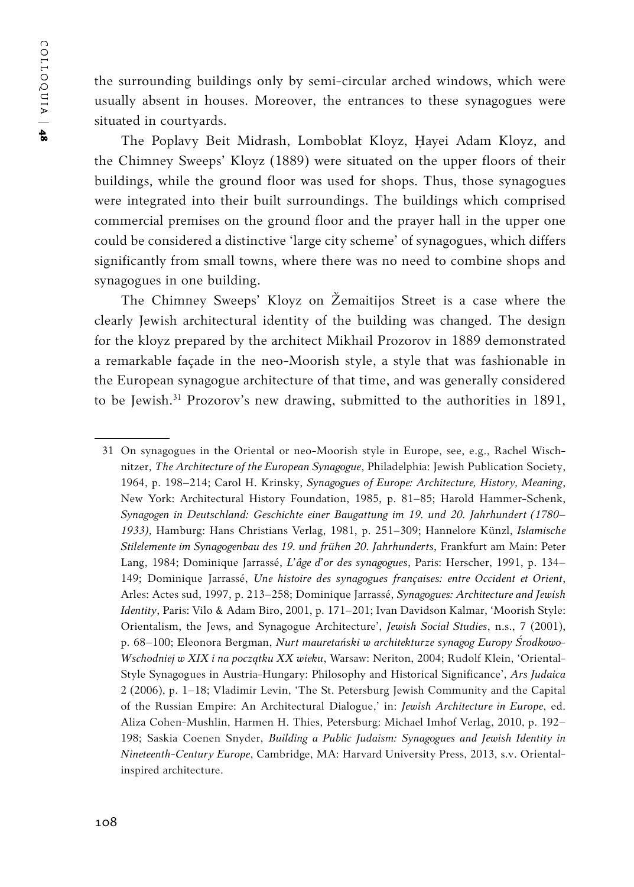the surrounding buildings only by semi-circular arched windows, which were usually absent in houses. Moreover, the entrances to these synagogues were situated in courtyards.

The Poplavy Beit Midrash, Lomboblat Kloyz, Ḥayei Adam Kloyz, and the Chimney Sweeps' Kloyz (1889) were situated on the upper floors of their buildings, while the ground floor was used for shops. Thus, those synagogues were integrated into their built surroundings. The buildings which comprised commercial premises on the ground floor and the prayer hall in the upper one could be considered a distinctive 'large city scheme' of synagogues, which differs significantly from small towns, where there was no need to combine shops and synagogues in one building.

The Chimney Sweeps' Kloyz on Žemaitijos Street is a case where the clearly Jewish architectural identity of the building was changed. The design for the kloyz prepared by the architect Mikhail Prozorov in 1889 demonstrated a remarkable façade in the neo-Moorish style, a style that was fashionable in the European synagogue architecture of that time, and was generally considered to be Jewish.[31] Prozorov's new drawing, submitted to the authorities in 1891,

---

31 On synagogues in the Oriental or neo-Moorish style in Europe, see, e.g., Rachel Wischnitzer, *The Architecture of the European Synagogue*, Philadelphia: Jewish Publication Society, 1964, p. 198–214; Carol H. Krinsky, *Synagogues of Europe: Architecture, History, Meaning*, New York: Architectural History Foundation, 1985, p. 81–85; Harold Hammer-Schenk, *Synagogen in Deutschland: Geschichte einer Baugattung im 19. und 20. Jahrhundert (1780–1933)*, Hamburg: Hans Christians Verlag, 1981, p. 251–309; Hannelore Künzl, *Islamische Stilelemente im Synagogenbau des 19. und frühen 20. Jahrhunderts*, Frankfurt am Main: Peter Lang, 1984; Dominique Jarrassé, *L'âge d'or des synagogues*, Paris: Herscher, 1991, p. 134–149; Dominique Jarrassé, *Une histoire des synagogues françaises: entre Occident et Orient*, Arles: Actes sud, 1997, p. 213–258; Dominique Jarrassé, *Synagogues: Architecture and Jewish Identity*, Paris: Vilo & Adam Biro, 2001, p. 171–201; Ivan Davidson Kalmar, 'Moorish Style: Orientalism, the Jews, and Synagogue Architecture', *Jewish Social Studies*, n.s., 7 (2001), p. 68–100; Eleonora Bergman, *Nurt mauretański w architekturze synagog Europy Środkowo-Wschodniej w XIX i na początku XX wieku*, Warsaw: Neriton, 2004; Rudolf Klein, 'Oriental-Style Synagogues in Austria-Hungary: Philosophy and Historical Significance', *Ars Judaica* 2 (2006), p. 1–18; Vladimir Levin, 'The St. Petersburg Jewish Community and the Capital of the Russian Empire: An Architectural Dialogue,' in: *Jewish Architecture in Europe*, ed. Aliza Cohen-Mushlin, Harmen H. Thies, Petersburg: Michael Imhof Verlag, 2010, p. 192–198; Saskia Coenen Snyder, *Building a Public Judaism: Synagogues and Jewish Identity in Nineteenth-Century Europe*, Cambridge, MA: Harvard University Press, 2013, s.v. Oriental-inspired architecture.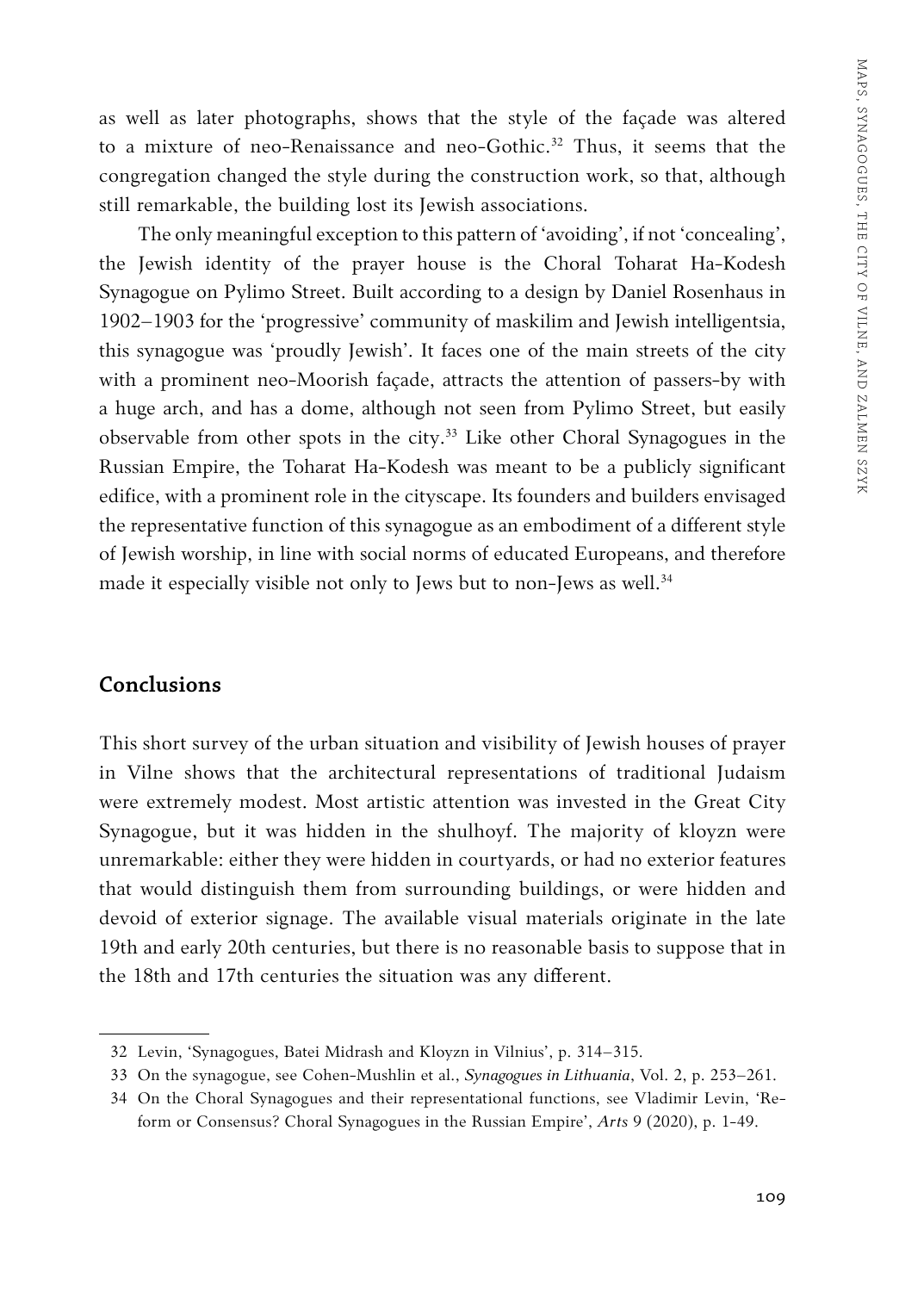as well as later photographs, shows that the style of the façade was altered to a mixture of neo-Renaissance and neo-Gothic.[32] Thus, it seems that the congregation changed the style during the construction work, so that, although still remarkable, the building lost its Jewish associations.

The only meaningful exception to this pattern of 'avoiding', if not 'concealing', the Jewish identity of the prayer house is the Choral Toharat Ha-Kodesh Synagogue on Pylimo Street. Built according to a design by Daniel Rosenhaus in 1902–1903 for the 'progressive' community of maskilim and Jewish intelligentsia, this synagogue was 'proudly Jewish'. It faces one of the main streets of the city with a prominent neo-Moorish façade, attracts the attention of passers-by with a huge arch, and has a dome, although not seen from Pylimo Street, but easily observable from other spots in the city.[33] Like other Choral Synagogues in the Russian Empire, the Toharat Ha-Kodesh was meant to be a publicly significant edifice, with a prominent role in the cityscape. Its founders and builders envisaged the representative function of this synagogue as an embodiment of a different style of Jewish worship, in line with social norms of educated Europeans, and therefore made it especially visible not only to Jews but to non-Jews as well.[34]

## Conclusions

This short survey of the urban situation and visibility of Jewish houses of prayer in Vilne shows that the architectural representations of traditional Judaism were extremely modest. Most artistic attention was invested in the Great City Synagogue, but it was hidden in the shulhoyf. The majority of kloyzn were unremarkable: either they were hidden in courtyards, or had no exterior features that would distinguish them from surrounding buildings, or were hidden and devoid of exterior signage. The available visual materials originate in the late 19th and early 20th centuries, but there is no reasonable basis to suppose that in the 18th and 17th centuries the situation was any different.

---

32 Levin, 'Synagogues, Batei Midrash and Kloyzn in Vilnius', p. 314–315.

33 On the synagogue, see Cohen-Mushlin et al., *Synagogues in Lithuania*, Vol. 2, p. 253–261.

34 On the Choral Synagogues and their representational functions, see Vladimir Levin, 'Reform or Consensus? Choral Synagogues in the Russian Empire', *Arts* 9 (2020), p. 1-49.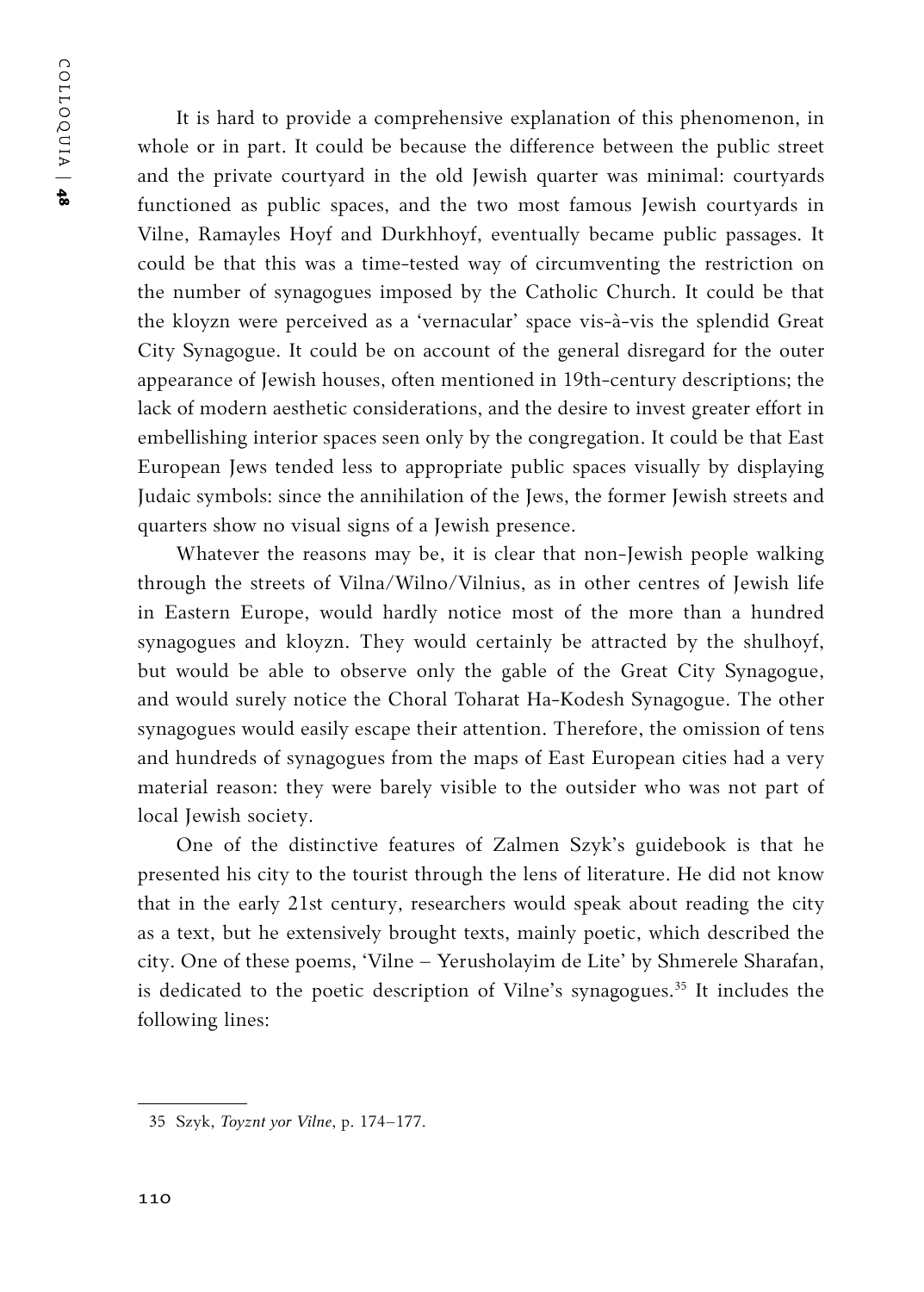It is hard to provide a comprehensive explanation of this phenomenon, in whole or in part. It could be because the difference between the public street and the private courtyard in the old Jewish quarter was minimal: courtyards functioned as public spaces, and the two most famous Jewish courtyards in Vilne, Ramayles Hoyf and Durkhhoyf, eventually became public passages. It could be that this was a time-tested way of circumventing the restriction on the number of synagogues imposed by the Catholic Church. It could be that the kloyzn were perceived as a 'vernacular' space vis-à-vis the splendid Great City Synagogue. It could be on account of the general disregard for the outer appearance of Jewish houses, often mentioned in 19th-century descriptions; the lack of modern aesthetic considerations, and the desire to invest greater effort in embellishing interior spaces seen only by the congregation. It could be that East European Jews tended less to appropriate public spaces visually by displaying Judaic symbols: since the annihilation of the Jews, the former Jewish streets and quarters show no visual signs of a Jewish presence.

Whatever the reasons may be, it is clear that non-Jewish people walking through the streets of Vilna/Wilno/Vilnius, as in other centres of Jewish life in Eastern Europe, would hardly notice most of the more than a hundred synagogues and kloyzn. They would certainly be attracted by the shulhoyf, but would be able to observe only the gable of the Great City Synagogue, and would surely notice the Choral Toharat Ha-Kodesh Synagogue. The other synagogues would easily escape their attention. Therefore, the omission of tens and hundreds of synagogues from the maps of East European cities had a very material reason: they were barely visible to the outsider who was not part of local Jewish society.

One of the distinctive features of Zalmen Szyk's guidebook is that he presented his city to the tourist through the lens of literature. He did not know that in the early 21st century, researchers would speak about reading the city as a text, but he extensively brought texts, mainly poetic, which described the city. One of these poems, 'Vilne – Yerusholayim de Lite' by Shmerele Sharafan, is dedicated to the poetic description of Vilne's synagogues.[35] It includes the following lines:

---

35 Szyk, *Toyznt yor Vilne*, p. 174–177.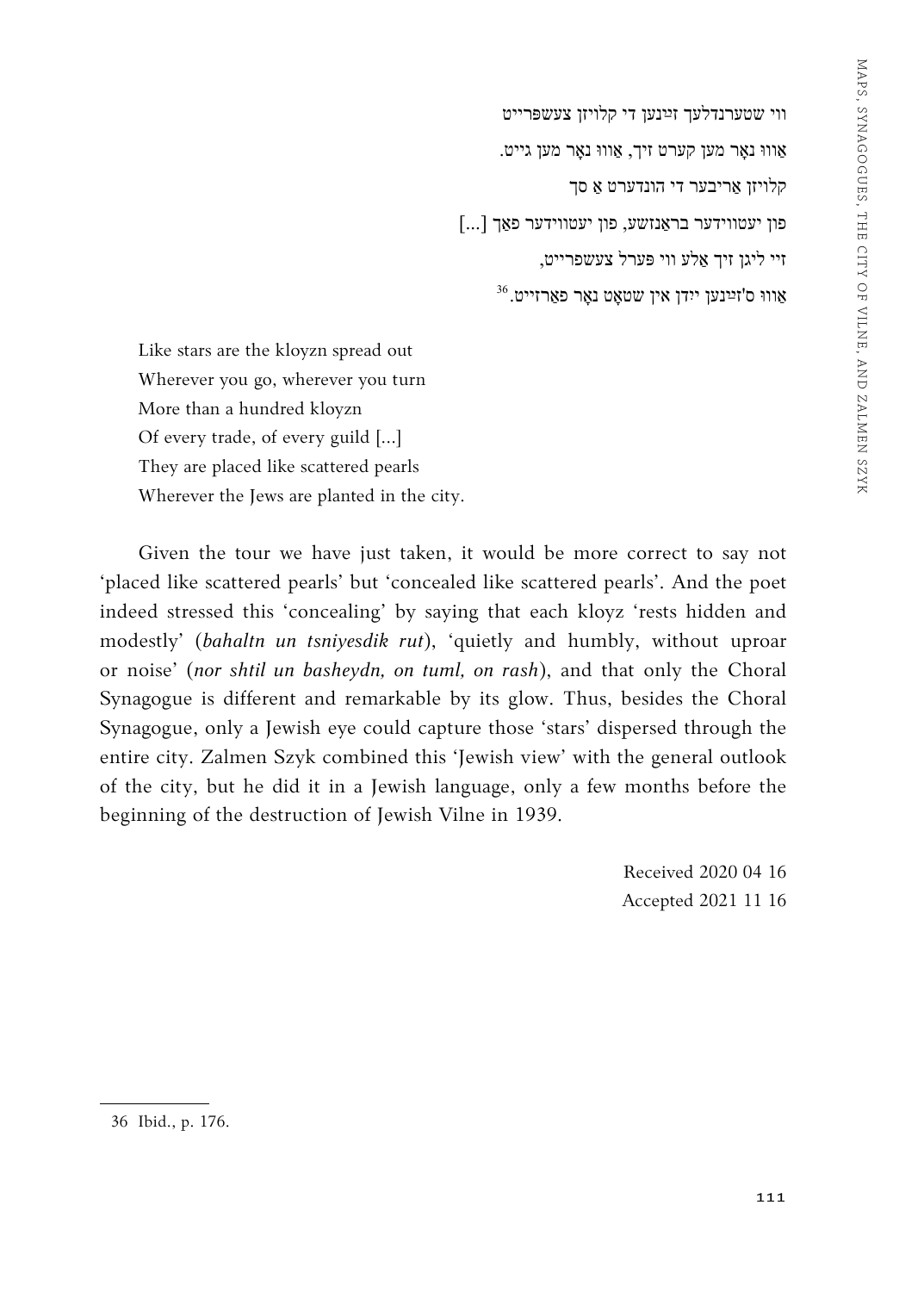ווי שטערנדלעך זײַנען די קלויזן צעשפּרייט

אַוווּ נאָר מען קערט זיך, אַוווּ נאָר מען גייט.

קלויזן אַריבער די הונדערט אַ סך

פון יעטווידער בראַנזשע, פון יעטווידער פאַך [...]

זיי ליגן זיך אַלע ווי פּערל צעשפּרייט,

אַוווּ ס'זײַנען ייִדן אין שטאָט נאָר פאַרזייט.[36]

Like stars are the kloyzn spread out
Wherever you go, wherever you turn
More than a hundred kloyzn
Of every trade, of every guild [...]
They are placed like scattered pearls
Wherever the Jews are planted in the city.

Given the tour we have just taken, it would be more correct to say not 'placed like scattered pearls' but 'concealed like scattered pearls'. And the poet indeed stressed this 'concealing' by saying that each kloyz 'rests hidden and modestly' (*bahaltn un tsniyesdik rut*), 'quietly and humbly, without uproar or noise' (*nor shtil un basheydn, on tuml, on rash*), and that only the Choral Synagogue is different and remarkable by its glow. Thus, besides the Choral Synagogue, only a Jewish eye could capture those 'stars' dispersed through the entire city. Zalmen Szyk combined this 'Jewish view' with the general outlook of the city, but he did it in a Jewish language, only a few months before the beginning of the destruction of Jewish Vilne in 1939.

Received 2020 04 16
Accepted 2021 11 16

36 Ibid., p. 176.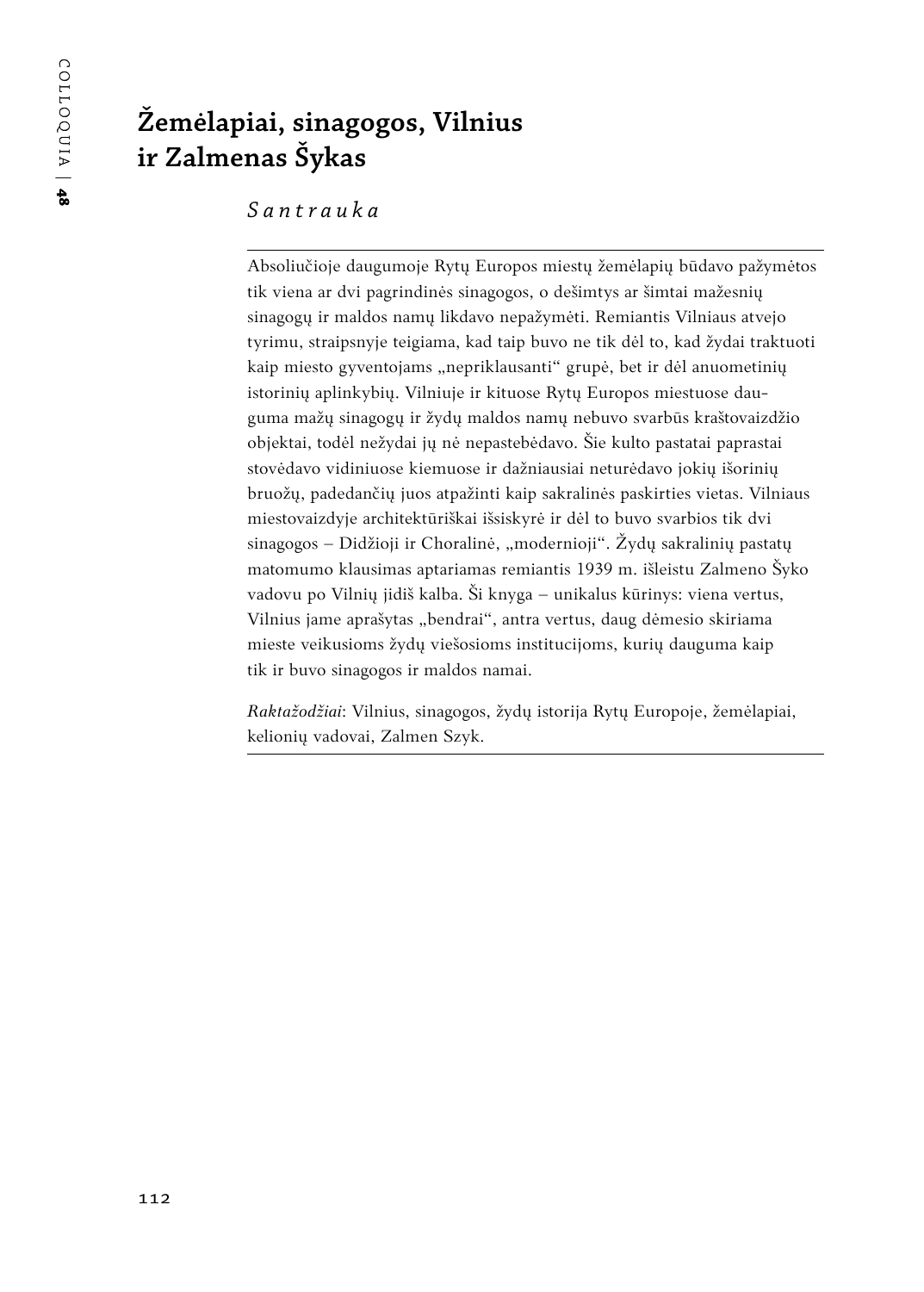# Žemėlapiai, sinagogos, Vilnius ir Zalmenas Šykas

*Santrauka*

Absoliučioje daugumoje Rytų Europos miestų žemėlapių būdavo pažymėtos tik viena ar dvi pagrindinės sinagogos, o dešimtys ar šimtai mažesnių sinagogų ir maldos namų likdavo nepažymėti. Remiantis Vilniaus atvejo tyrimu, straipsnyje teigiama, kad taip buvo ne tik dėl to, kad žydai traktuoti kaip miesto gyventojams „nepriklausanti" grupė, bet ir dėl anuometinių istorinių aplinkybių. Vilniuje ir kituose Rytų Europos miestuose dauguma mažų sinagogų ir žydų maldos namų nebuvo svarbūs kraštovaizdžio objektai, todėl nežydai jų nė nepastebėdavo. Šie kulto pastatai paprastai stovėdavo vidiniuose kiemuose ir dažniausiai neturėdavo jokių išorinių bruožų, padedančių juos atpažinti kaip sakralinės paskirties vietas. Vilniaus miestovaizdyje architektūriškai išsiskyrė ir dėl to buvo svarbios tik dvi sinagogos – Didžioji ir Choralinė, „modernioji". Žydų sakralinių pastatų matomumo klausimas aptariamas remiantis 1939 m. išleistu Zalmeno Šyko vadovu po Vilnių jidiš kalba. Ši knyga – unikalus kūrinys: viena vertus, Vilnius jame aprašytas „bendrai", antra vertus, daug dėmesio skiriama mieste veikusioms žydų viešosioms institucijoms, kurių dauguma kaip tik ir buvo sinagogos ir maldos namai.

*Raktažodžiai*: Vilnius, sinagogos, žydų istorija Rytų Europoje, žemėlapiai, kelionių vadovai, Zalmen Szyk.